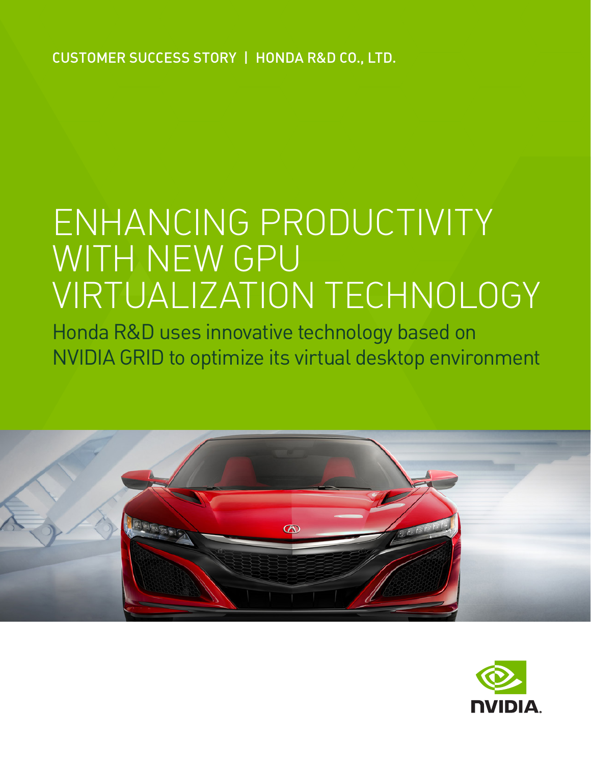CUSTOMER SUCCESS STORY | HONDA R&D CO., LTD.

# ENHANCING PRODUCTIVITY WITH NEW GPU VIRTUALIZATION TECHNOLOGY

## Honda R&D uses innovative technology based on NVIDIA GRID to optimize its virtual desktop environment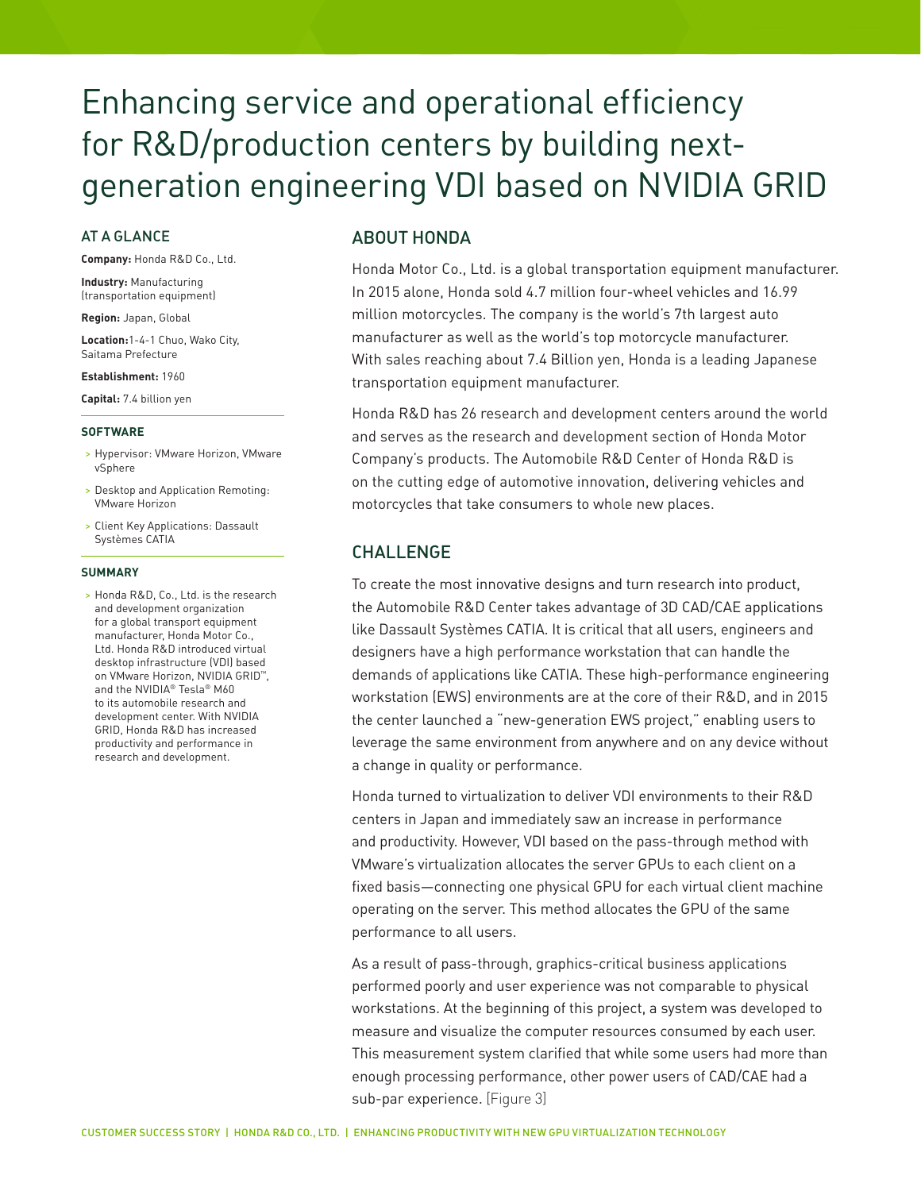# Enhancing service and operational efficiency for R&D/production centers by building next-generation engineering VDI based on NVIDIA GRID

## AT A GLANCE

**Company:** Honda R&D Co., Ltd.

**Industry:** Manufacturing (transportation equipment)

**Region:** Japan, Global

**Location:**1-4-1 Chuo, Wako City, Saitama Prefecture

**Establishment:** 1960

**Capital:** 7.4 billion yen

### SOFTWARE

- Hypervisor: VMware Horizon, VMware vSphere
- Desktop and Application Remoting: VMware Horizon
- Client Key Applications: Dassault Systèmes CATIA

### SUMMARY

- Honda R&D, Co., Ltd. is the research and development organization for a global transport equipment manufacturer, Honda Motor Co., Ltd. Honda R&D introduced virtual desktop infrastructure (VDI) based on VMware Horizon, NVIDIA GRID™, and the NVIDIA® Tesla® M60 to its automobile research and development center. With NVIDIA GRID, Honda R&D has increased productivity and performance in research and development.

## ABOUT HONDA

Honda Motor Co., Ltd. is a global transportation equipment manufacturer. In 2015 alone, Honda sold 4.7 million four-wheel vehicles and 16.99 million motorcycles. The company is the world's 7th largest auto manufacturer as well as the world's top motorcycle manufacturer. With sales reaching about 7.4 Billion yen, Honda is a leading Japanese transportation equipment manufacturer.

Honda R&D has 26 research and development centers around the world and serves as the research and development section of Honda Motor Company's products. The Automobile R&D Center of Honda R&D is on the cutting edge of automotive innovation, delivering vehicles and motorcycles that take consumers to whole new places.

## CHALLENGE

To create the most innovative designs and turn research into product, the Automobile R&D Center takes advantage of 3D CAD/CAE applications like Dassault Systèmes CATIA. It is critical that all users, engineers and designers have a high performance workstation that can handle the demands of applications like CATIA. These high-performance engineering workstation (EWS) environments are at the core of their R&D, and in 2015 the center launched a "new-generation EWS project," enabling users to leverage the same environment from anywhere and on any device without a change in quality or performance.

Honda turned to virtualization to deliver VDI environments to their R&D centers in Japan and immediately saw an increase in performance and productivity. However, VDI based on the pass-through method with VMware's virtualization allocates the server GPUs to each client on a fixed basis—connecting one physical GPU for each virtual client machine operating on the server. This method allocates the GPU of the same performance to all users.

As a result of pass-through, graphics-critical business applications performed poorly and user experience was not comparable to physical workstations. At the beginning of this project, a system was developed to measure and visualize the computer resources consumed by each user. This measurement system clarified that while some users had more than enough processing performance, other power users of CAD/CAE had a sub-par experience. [Figure 3]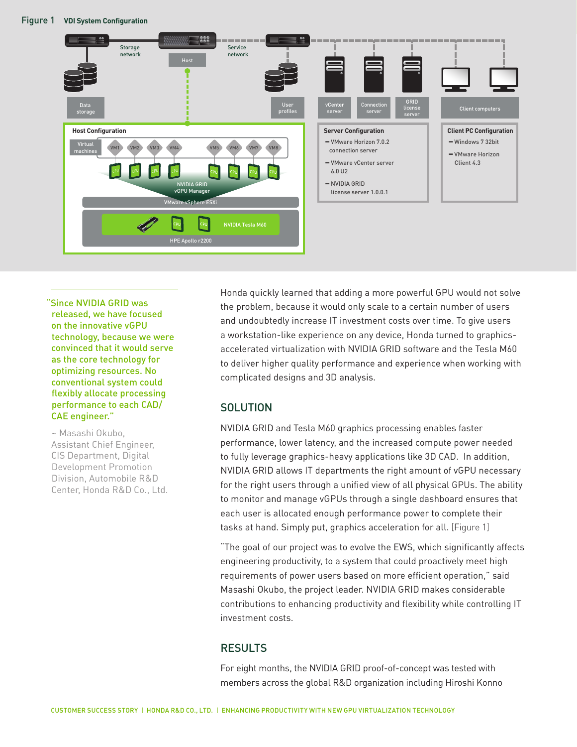**Figure 1** VDI System Configuration

Storage network

Host

Service network

Data storage

User profiles

vCenter server

Connection server

GRID license server

Client computers

**Host Configuration**

Virtual machines: VM1, VM2, VM3, VM4, VM5, VM6, VM7, VM8

NVIDIA GRID vGPU Manager

VMware vSphere ESXi

NVIDIA Tesla M60

HPE Apollo r2200

**Server Configuration**

- VMware Horizon 7.0.2 connection server
- VMware vCenter server 6.0 U2
- NVIDIA GRID license server 1.0.0.1

**Client PC Configuration**

- Windows 7 32bit
- VMware Horizon Client 4.3

> "Since NVIDIA GRID was released, we have focused on the innovative vGPU technology, because we were convinced that it would serve as the core technology for optimizing resources. No conventional system could flexibly allocate processing performance to each CAD/CAE engineer."
>
> ~ Masashi Okubo, Assistant Chief Engineer, CIS Department, Digital Development Promotion Division, Automobile R&D Center, Honda R&D Co., Ltd.

Honda quickly learned that adding a more powerful GPU would not solve the problem, because it would only scale to a certain number of users and undoubtedly increase IT investment costs over time. To give users a workstation-like experience on any device, Honda turned to graphics-accelerated virtualization with NVIDIA GRID software and the Tesla M60 to deliver higher quality performance and experience when working with complicated designs and 3D analysis.

## SOLUTION

NVIDIA GRID and Tesla M60 graphics processing enables faster performance, lower latency, and the increased compute power needed to fully leverage graphics-heavy applications like 3D CAD. In addition, NVIDIA GRID allows IT departments the right amount of vGPU necessary for the right users through a unified view of all physical GPUs. The ability to monitor and manage vGPUs through a single dashboard ensures that each user is allocated enough performance power to complete their tasks at hand. Simply put, graphics acceleration for all. [Figure 1]

"The goal of our project was to evolve the EWS, which significantly affects engineering productivity, to a system that could proactively meet high requirements of power users based on more efficient operation," said Masashi Okubo, the project leader. NVIDIA GRID makes considerable contributions to enhancing productivity and flexibility while controlling IT investment costs.

## RESULTS

For eight months, the NVIDIA GRID proof-of-concept was tested with members across the global R&D organization including Hiroshi Konno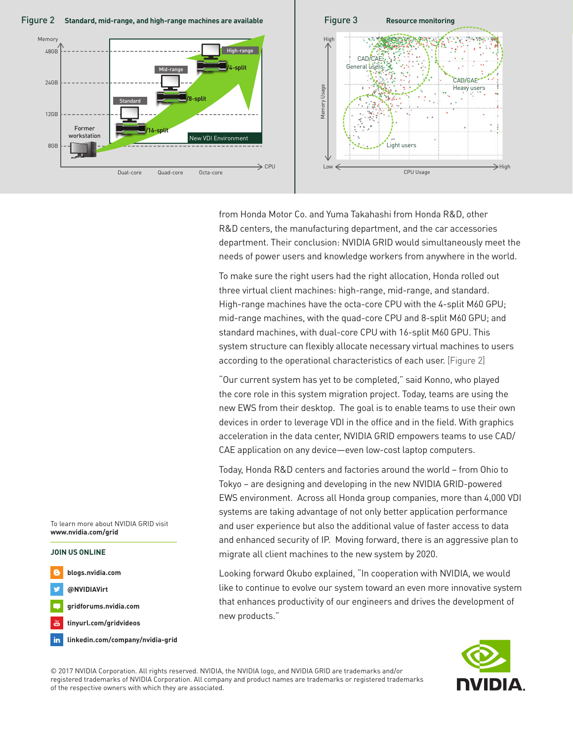## Figure 2 Standard, mid-range, and high-range machines are available

Memory
48GB
24GB
12GB
8GB
High-range
4-split
Mid-range
8-split
Standard
16-split
Former workstation
New VDI Environment
CPU
Dual-core
Quad-core
Octa-core

## Figure 3 Resource monitoring

High
Low
Memory Usage
CPU Usage
High
CAD/CAE General users
CAD/CAE Heavy users
Light users

from Honda Motor Co. and Yuma Takahashi from Honda R&D, other R&D centers, the manufacturing department, and the car accessories department. Their conclusion: NVIDIA GRID would simultaneously meet the needs of power users and knowledge workers from anywhere in the world.

To make sure the right users had the right allocation, Honda rolled out three virtual client machines: high-range, mid-range, and standard. High-range machines have the octa-core CPU with the 4-split M60 GPU; mid-range machines, with the quad-core CPU and 8-split M60 GPU; and standard machines, with dual-core CPU with 16-split M60 GPU. This system structure can flexibly allocate necessary virtual machines to users according to the operational characteristics of each user. [Figure 2]

"Our current system has yet to be completed," said Konno, who played the core role in this system migration project. Today, teams are using the new EWS from their desktop. The goal is to enable teams to use their own devices in order to leverage VDI in the office and in the field. With graphics acceleration in the data center, NVIDIA GRID empowers teams to use CAD/CAE application on any device—even low-cost laptop computers.

Today, Honda R&D centers and factories around the world – from Ohio to Tokyo – are designing and developing in the new NVIDIA GRID-powered EWS environment. Across all Honda group companies, more than 4,000 VDI systems are taking advantage of not only better application performance and user experience but also the additional value of faster access to data and enhanced security of IP. Moving forward, there is an aggressive plan to migrate all client machines to the new system by 2020.

Looking forward Okubo explained, "In cooperation with NVIDIA, we would like to continue to evolve our system toward an even more innovative system that enhances productivity of our engineers and drives the development of new products."

To learn more about NVIDIA GRID visit **www.nvidia.com/grid**

**JOIN US ONLINE**

- **blogs.nvidia.com**
- **@NVIDIAVirt**
- **gridforums.nvidia.com**
- **tinyurl.com/gridvideos**
- **linkedin.com/company/nvidia-grid**

© 2017 NVIDIA Corporation. All rights reserved. NVIDIA, the NVIDIA logo, and NVIDIA GRID are trademarks and/or registered trademarks of NVIDIA Corporation. All company and product names are trademarks or registered trademarks of the respective owners with which they are associated.